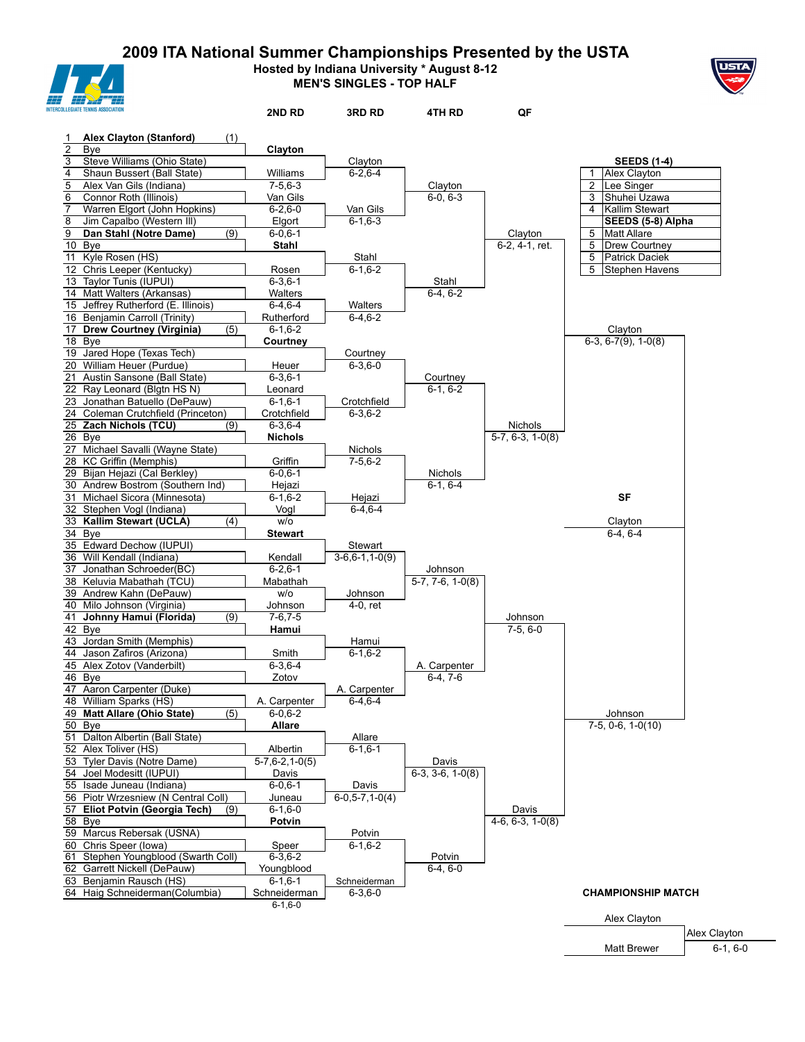# 2009 ITA National Summer Championships Presented by the USTA

**Hosted by Indiana University * August 8-12**

**MEN'S SINGLES - TOP HALF**

| # | Player | Seed | 2ND RD | 3RD RD | 4TH RD | QF |
|---|---|---|---|---|---|---|
| 1 | **Alex Clayton (Stanford)** | (1) | | | | |
| 2 | Bye | | **Clayton** | | | |
| 3 | Steve Williams (Ohio State) | | | Clayton | | |
| 4 | Shaun Bussert (Ball State) | | Williams | 6-2,6-4 | | |
| 5 | Alex Van Gils (Indiana) | | 7-5,6-3 | | Clayton | |
| 6 | Connor Roth (Illinois) | | Van Gils | | 6-0, 6-3 | |
| 7 | Warren Elgort (John Hopkins) | | 6-2,6-0 | Van Gils | | |
| 8 | Jim Capalbo (Western Ill) | | Elgort | 6-1,6-3 | | |
| 9 | **Dan Stahl (Notre Dame)** | (9) | 6-0,6-1 | | | Clayton |
| 10 | Bye | | **Stahl** | | | 6-2, 4-1, ret. |
| 11 | Kyle Rosen (HS) | | | Stahl | | |
| 12 | Chris Leeper (Kentucky) | | Rosen | 6-1,6-2 | | |
| 13 | Taylor Tunis (IUPUI) | | 6-3,6-1 | | Stahl | |
| 14 | Matt Walters (Arkansas) | | Walters | | 6-4, 6-2 | |
| 15 | Jeffrey Rutherford (E. Illinois) | | 6-4,6-4 | Walters | | |
| 16 | Benjamin Carroll (Trinity) | | Rutherford | 6-4,6-2 | | |
| 17 | **Drew Courtney (Virginia)** | (5) | 6-1,6-2 | | | |
| 18 | Bye | | **Courtney** | | | |
| 19 | Jared Hope (Texas Tech) | | | Courtney | | |
| 20 | William Heuer (Purdue) | | Heuer | 6-3,6-0 | | |
| 21 | Austin Sansone (Ball State) | | 6-3,6-1 | | Courtney | |
| 22 | Ray Leonard (Blgtn HS N) | | Leonard | | 6-1, 6-2 | |
| 23 | Jonathan Batuello (DePauw) | | 6-1,6-1 | Crotchfield | | |
| 24 | Coleman Crutchfield (Princeton) | | Crotchfield | 6-3,6-2 | | |
| 25 | **Zach Nichols (TCU)** | (9) | 6-3,6-4 | | | Nichols |
| 26 | Bye | | **Nichols** | | | 5-7, 6-3, 1-0(8) |
| 27 | Michael Savalli (Wayne State) | | | Nichols | | |
| 28 | KC Griffin (Memphis) | | Griffin | 7-5,6-2 | | |
| 29 | Bijan Hejazi (Cal Berkley) | | 6-0,6-1 | | Nichols | |
| 30 | Andrew Bostrom (Southern Ind) | | Hejazi | | 6-1, 6-4 | |
| 31 | Michael Sicora (Minnesota) | | 6-1,6-2 | Hejazi | | |
| 32 | Stephen Vogl (Indiana) | | Vogl | 6-4,6-4 | | |
| 33 | **Kallim Stewart (UCLA)** | (4) | w/o | | | |
| 34 | Bye | | **Stewart** | | | |
| 35 | Edward Dechow (IUPUI) | | | Stewart | | |
| 36 | Will Kendall (Indiana) | | Kendall | 3-6,6-1,1-0(9) | | |
| 37 | Jonathan Schroeder(BC) | | 6-2,6-1 | | Johnson | |
| 38 | Keluvia Mabathah (TCU) | | Mabathah | | 5-7, 7-6, 1-0(8) | |
| 39 | Andrew Kahn (DePauw) | | w/o | Johnson | | |
| 40 | Milo Johnson (Virginia) | | Johnson | 4-0, ret | | |
| 41 | **Johnny Hamui (Florida)** | (9) | 7-6,7-5 | | | Johnson |
| 42 | Bye | | **Hamui** | | | 7-5, 6-0 |
| 43 | Jordan Smith (Memphis) | | | Hamui | | |
| 44 | Jason Zafiros (Arizona) | | Smith | 6-1,6-2 | | |
| 45 | Alex Zotov (Vanderbilt) | | 6-3,6-4 | | A. Carpenter | |
| 46 | Bye | | Zotov | | 6-4, 7-6 | |
| 47 | Aaron Carpenter (Duke) | | | A. Carpenter | | |
| 48 | William Sparks (HS) | | A. Carpenter | 6-4,6-4 | | |
| 49 | **Matt Allare (Ohio State)** | (5) | 6-0,6-2 | | | |
| 50 | Bye | | **Allare** | | | |
| 51 | Dalton Albertin (Ball State) | | | Allare | | |
| 52 | Alex Toliver (HS) | | Albertin | 6-1,6-1 | | |
| 53 | Tyler Davis (Notre Dame) | | 5-7,6-2,1-0(5) | | Davis | |
| 54 | Joel Modesitt (IUPUI) | | Davis | | 6-3, 3-6, 1-0(8) | |
| 55 | Isade Juneau (Indiana) | | 6-0,6-1 | Davis | | |
| 56 | Piotr Wrzesniew (N Central Coll) | | Juneau | 6-0,5-7,1-0(4) | | |
| 57 | **Eliot Potvin (Georgia Tech)** | (9) | 6-1,6-0 | | | Davis |
| 58 | Bye | | **Potvin** | | | 4-6, 6-3, 1-0(8) |
| 59 | Marcus Rebersak (USNA) | | | Potvin | | |
| 60 | Chris Speer (Iowa) | | Speer | 6-1,6-2 | | |
| 61 | Stephen Youngblood (Swarth Coll) | | 6-3,6-2 | | Potvin | |
| 62 | Garrett Nickell (DePauw) | | Youngblood | | 6-4, 6-0 | |
| 63 | Benjamin Rausch (HS) | | 6-1,6-1 | Schneiderman | | |
| 64 | Haig Schneiderman(Columbia) | | Schneiderman | 6-3,6-0 | | |
| | | | 6-1,6-0 | | | |

**SF**

- Clayton 6-3, 6-7(9), 1-0(8) (Clayton vs. Nichols)
- Johnson 7-5, 0-6, 1-0(10) (Johnson vs. Davis)

**Final (Top Half)**

Clayton 6-4, 6-4

**SEEDS (1-4)**

| | |
|---|---|
| 1 | Alex Clayton |
| 2 | Lee Singer |
| 3 | Shuhei Uzawa |
| 4 | Kallim Stewart |

**SEEDS (5-8) Alpha**

| | |
|---|---|
| 5 | Matt Allare |
| 5 | Drew Courtney |
| 5 | Patrick Daciek |
| 5 | Stephen Havens |

**CHAMPIONSHIP MATCH**

Alex Clayton vs. Matt Brewer

Alex Clayton 6-1, 6-0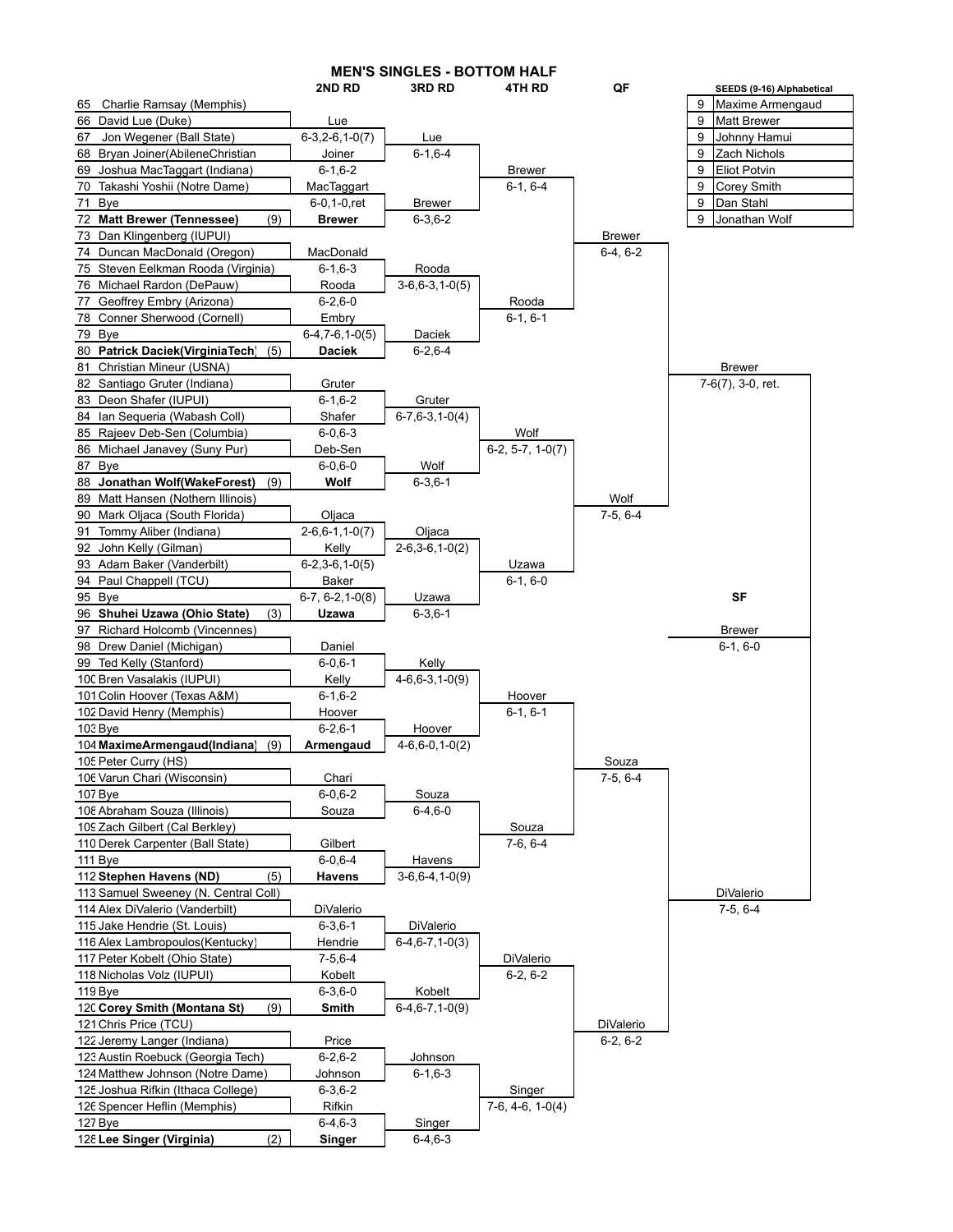# MEN'S SINGLES - BOTTOM HALF

| | 2ND RD | 3RD RD | 4TH RD | QF | |
|---|---|---|---|---|---|
| 65 Charlie Ramsay (Memphis) | | | | | |
| 66 David Lue (Duke) | Lue | | | | |
| 67 Jon Wegener (Ball State) | 6-3,2-6,1-0(7) | Lue | | | |
| 68 Bryan Joiner(AbileneChristian | Joiner | 6-1,6-4 | | | |
| 69 Joshua MacTaggart (Indiana) | 6-1,6-2 | | Brewer | | |
| 70 Takashi Yoshii (Notre Dame) | MacTaggart | | 6-1, 6-4 | | |
| 71 Bye | 6-0,1-0,ret | Brewer | | | |
| 72 **Matt Brewer (Tennessee)** (9) | **Brewer** | 6-3,6-2 | | | |
| 73 Dan Klingenberg (IUPUI) | | | | Brewer | |
| 74 Duncan MacDonald (Oregon) | MacDonald | | | 6-4, 6-2 | |
| 75 Steven Eelkman Rooda (Virginia) | 6-1,6-3 | Rooda | | | |
| 76 Michael Rardon (DePauw) | Rooda | 3-6,6-3,1-0(5) | | | |
| 77 Geoffrey Embry (Arizona) | 6-2,6-0 | | Rooda | | |
| 78 Conner Sherwood (Cornell) | Embry | | 6-1, 6-1 | | |
| 79 Bye | 6-4,7-6,1-0(5) | Daciek | | | |
| 80 **Patrick Daciek(VirginiaTech)** (5) | **Daciek** | 6-2,6-4 | | | |
| 81 Christian Mineur (USNA) | | | | | Brewer |
| 82 Santiago Gruter (Indiana) | Gruter | | | | 7-6(7), 3-0, ret. |
| 83 Deon Shafer (IUPUI) | 6-1,6-2 | Gruter | | | |
| 84 Ian Sequeria (Wabash Coll) | Shafer | 6-7,6-3,1-0(4) | | | |
| 85 Rajeev Deb-Sen (Columbia) | 6-0,6-3 | | Wolf | | |
| 86 Michael Janavey (Suny Pur) | Deb-Sen | | 6-2, 5-7, 1-0(7) | | |
| 87 Bye | 6-0,6-0 | Wolf | | | |
| 88 **Jonathan Wolf(WakeForest)** (9) | **Wolf** | 6-3,6-1 | | | |
| 89 Matt Hansen (Nothern Illinois) | | | | Wolf | |
| 90 Mark Oljaca (South Florida) | Oljaca | | | 7-5, 6-4 | |
| 91 Tommy Aliber (Indiana) | 2-6,6-1,1-0(7) | Oljaca | | | |
| 92 John Kelly (Gilman) | Kelly | 2-6,3-6,1-0(2) | | | |
| 93 Adam Baker (Vanderbilt) | 6-2,3-6,1-0(5) | | Uzawa | | |
| 94 Paul Chappell (TCU) | Baker | | 6-1, 6-0 | | |
| 95 Bye | 6-7, 6-2,1-0(8) | Uzawa | | | **SF** |
| 96 **Shuhei Uzawa (Ohio State)** (3) | **Uzawa** | 6-3,6-1 | | | |
| 97 Richard Holcomb (Vincennes) | | | | | Brewer |
| 98 Drew Daniel (Michigan) | Daniel | | | | 6-1, 6-0 |
| 99 Ted Kelly (Stanford) | 6-0,6-1 | Kelly | | | |
| 100 Bren Vasalakis (IUPUI) | Kelly | 4-6,6-3,1-0(9) | | | |
| 101 Colin Hoover (Texas A&M) | 6-1,6-2 | | Hoover | | |
| 102 David Henry (Memphis) | Hoover | | 6-1, 6-1 | | |
| 103 Bye | 6-2,6-1 | Hoover | | | |
| 104 **MaximeArmengaud(Indiana)** (9) | **Armengaud** | 4-6,6-0,1-0(2) | | | |
| 105 Peter Curry (HS) | | | | Souza | |
| 106 Varun Chari (Wisconsin) | Chari | | | 7-5, 6-4 | |
| 107 Bye | 6-0,6-2 | Souza | | | |
| 108 Abraham Souza (Illinois) | Souza | 6-4,6-0 | | | |
| 109 Zach Gilbert (Cal Berkley) | | | Souza | | |
| 110 Derek Carpenter (Ball State) | Gilbert | | 7-6, 6-4 | | |
| 111 Bye | 6-0,6-4 | Havens | | | |
| 112 **Stephen Havens (ND)** (5) | **Havens** | 3-6,6-4,1-0(9) | | | |
| 113 Samuel Sweeney (N. Central Coll) | | | | | DiValerio |
| 114 Alex DiValerio (Vanderbilt) | DiValerio | | | | 7-5, 6-4 |
| 115 Jake Hendrie (St. Louis) | 6-3,6-1 | DiValerio | | | |
| 116 Alex Lambropoulos(Kentucky) | Hendrie | 6-4,6-7,1-0(3) | | | |
| 117 Peter Kobelt (Ohio State) | 7-5,6-4 | | DiValerio | | |
| 118 Nicholas Volz (IUPUI) | Kobelt | | 6-2, 6-2 | | |
| 119 Bye | 6-3,6-0 | Kobelt | | | |
| 120 **Corey Smith (Montana St)** (9) | **Smith** | 6-4,6-7,1-0(9) | | | |
| 121 Chris Price (TCU) | | | | DiValerio | |
| 122 Jeremy Langer (Indiana) | Price | | | 6-2, 6-2 | |
| 123 Austin Roebuck (Georgia Tech) | 6-2,6-2 | Johnson | | | |
| 124 Matthew Johnson (Notre Dame) | Johnson | 6-1,6-3 | | | |
| 125 Joshua Rifkin (Ithaca College) | 6-3,6-2 | | Singer | | |
| 126 Spencer Heflin (Memphis) | Rifkin | | 7-6, 4-6, 1-0(4) | | |
| 127 Bye | 6-4,6-3 | Singer | | | |
| 128 **Lee Singer (Virginia)** (2) | **Singer** | 6-4,6-3 | | | |

**SEEDS (9-16) Alphabetical**

| | |
|---|---|
| 9 | Maxime Armengaud |
| 9 | Matt Brewer |
| 9 | Johnny Hamui |
| 9 | Zach Nichols |
| 9 | Eliot Potvin |
| 9 | Corey Smith |
| 9 | Dan Stahl |
| 9 | Jonathan Wolf |